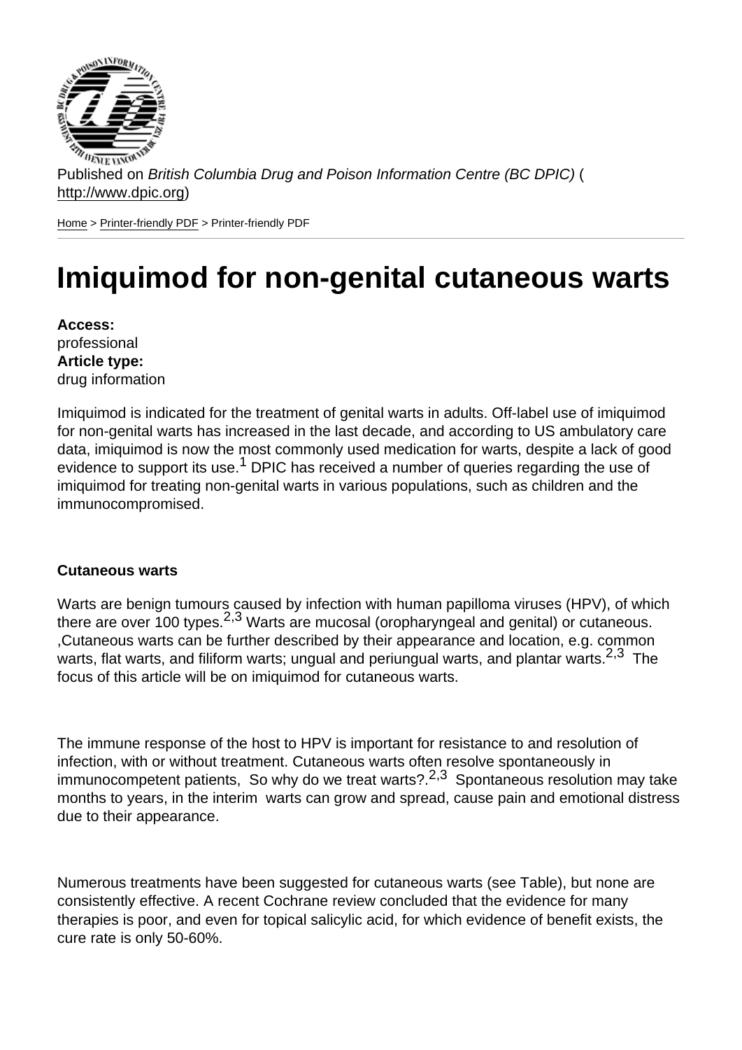Published on *British Columbia Drug and Poison Information Centre (BC DPIC)* ( http://www.dpic.org)

Home > Printer-friendly PDF > Printer-friendly PDF

# Imiquimod for non-genital cutaneous warts

**Access:**
professional
**Article type:**
drug information

Imiquimod is indicated for the treatment of genital warts in adults. Off-label use of imiquimod for non-genital warts has increased in the last decade, and according to US ambulatory care data, imiquimod is now the most commonly used medication for warts, despite a lack of good evidence to support its use.[1] DPIC has received a number of queries regarding the use of imiquimod for treating non-genital warts in various populations, such as children and the immunocompromised.

**Cutaneous warts**

Warts are benign tumours caused by infection with human papilloma viruses (HPV), of which there are over 100 types.[2,3] Warts are mucosal (oropharyngeal and genital) or cutaneous. ,Cutaneous warts can be further described by their appearance and location, e.g. common warts, flat warts, and filiform warts; ungual and periungual warts, and plantar warts.[2,3] The focus of this article will be on imiquimod for cutaneous warts.

The immune response of the host to HPV is important for resistance to and resolution of infection, with or without treatment. Cutaneous warts often resolve spontaneously in immunocompetent patients, So why do we treat warts?.[2,3] Spontaneous resolution may take months to years, in the interim warts can grow and spread, cause pain and emotional distress due to their appearance.

Numerous treatments have been suggested for cutaneous warts (see Table), but none are consistently effective. A recent Cochrane review concluded that the evidence for many therapies is poor, and even for topical salicylic acid, for which evidence of benefit exists, the cure rate is only 50-60%.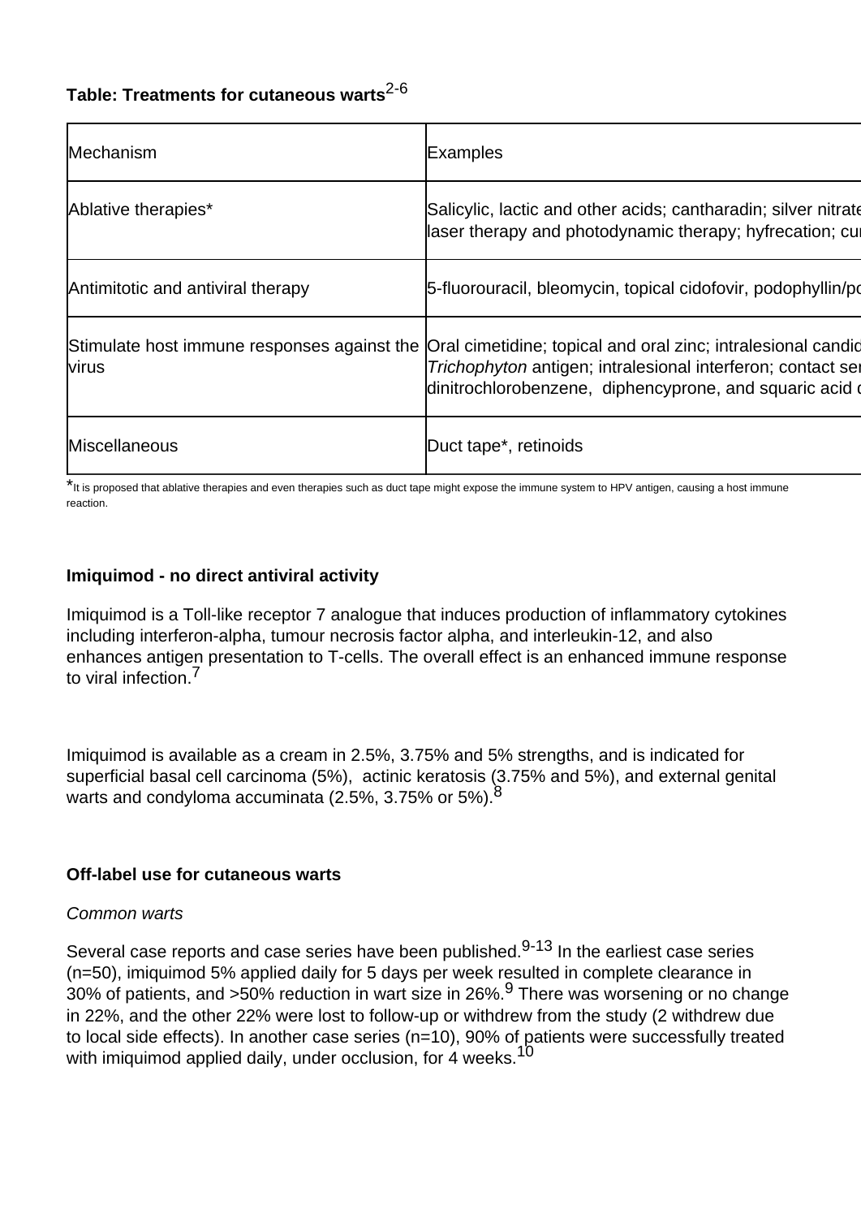**Table: Treatments for cutaneous warts**[2-6]

| Mechanism | Examples |
|---|---|
| Ablative therapies* | Salicylic, lactic and other acids; cantharadin; silver nitrate laser therapy and photodynamic therapy; hyfrecation; cur |
| Antimitotic and antiviral therapy | 5-fluorouracil, bleomycin, topical cidofovir, podophyllin/po |
| Stimulate host immune responses against the virus | Oral cimetidine; topical and oral zinc; intralesional candid *Trichophyton* antigen; intralesional interferon; contact ser dinitrochlorobenzene, diphencyprone, and squaric acid d |
| Miscellaneous | Duct tape*, retinoids |

*It is proposed that ablative therapies and even therapies such as duct tape might expose the immune system to HPV antigen, causing a host immune reaction.

**Imiquimod - no direct antiviral activity**

Imiquimod is a Toll-like receptor 7 analogue that induces production of inflammatory cytokines including interferon-alpha, tumour necrosis factor alpha, and interleukin-12, and also enhances antigen presentation to T-cells. The overall effect is an enhanced immune response to viral infection.[7]

Imiquimod is available as a cream in 2.5%, 3.75% and 5% strengths, and is indicated for superficial basal cell carcinoma (5%), actinic keratosis (3.75% and 5%), and external genital warts and condyloma accuminata (2.5%, 3.75% or 5%).[8]

**Off-label use for cutaneous warts**

*Common warts*

Several case reports and case series have been published.[9-13] In the earliest case series (n=50), imiquimod 5% applied daily for 5 days per week resulted in complete clearance in 30% of patients, and >50% reduction in wart size in 26%.[9] There was worsening or no change in 22%, and the other 22% were lost to follow-up or withdrew from the study (2 withdrew due to local side effects). In another case series (n=10), 90% of patients were successfully treated with imiquimod applied daily, under occlusion, for 4 weeks.[10]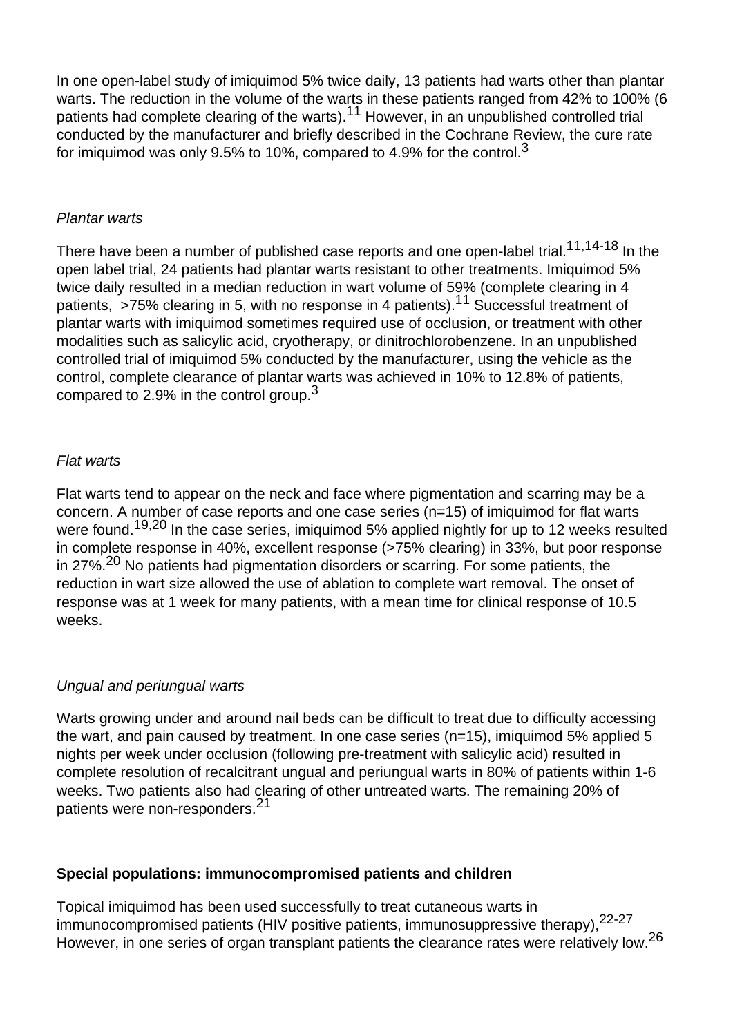In one open-label study of imiquimod 5% twice daily, 13 patients had warts other than plantar warts. The reduction in the volume of the warts in these patients ranged from 42% to 100% (6 patients had complete clearing of the warts).[11] However, in an unpublished controlled trial conducted by the manufacturer and briefly described in the Cochrane Review, the cure rate for imiquimod was only 9.5% to 10%, compared to 4.9% for the control.[3]

*Plantar warts*

There have been a number of published case reports and one open-label trial.[11,14-18] In the open label trial, 24 patients had plantar warts resistant to other treatments. Imiquimod 5% twice daily resulted in a median reduction in wart volume of 59% (complete clearing in 4 patients, >75% clearing in 5, with no response in 4 patients).[11] Successful treatment of plantar warts with imiquimod sometimes required use of occlusion, or treatment with other modalities such as salicylic acid, cryotherapy, or dinitrochlorobenzene. In an unpublished controlled trial of imiquimod 5% conducted by the manufacturer, using the vehicle as the control, complete clearance of plantar warts was achieved in 10% to 12.8% of patients, compared to 2.9% in the control group.[3]

*Flat warts*

Flat warts tend to appear on the neck and face where pigmentation and scarring may be a concern. A number of case reports and one case series (n=15) of imiquimod for flat warts were found.[19,20] In the case series, imiquimod 5% applied nightly for up to 12 weeks resulted in complete response in 40%, excellent response (>75% clearing) in 33%, but poor response in 27%.[20] No patients had pigmentation disorders or scarring. For some patients, the reduction in wart size allowed the use of ablation to complete wart removal. The onset of response was at 1 week for many patients, with a mean time for clinical response of 10.5 weeks.

*Ungual and periungual warts*

Warts growing under and around nail beds can be difficult to treat due to difficulty accessing the wart, and pain caused by treatment. In one case series (n=15), imiquimod 5% applied 5 nights per week under occlusion (following pre-treatment with salicylic acid) resulted in complete resolution of recalcitrant ungual and periungual warts in 80% of patients within 1-6 weeks. Two patients also had clearing of other untreated warts. The remaining 20% of patients were non-responders.[21]

**Special populations: immunocompromised patients and children**

Topical imiquimod has been used successfully to treat cutaneous warts in immunocompromised patients (HIV positive patients, immunosuppressive therapy),[22-27] However, in one series of organ transplant patients the clearance rates were relatively low.[26]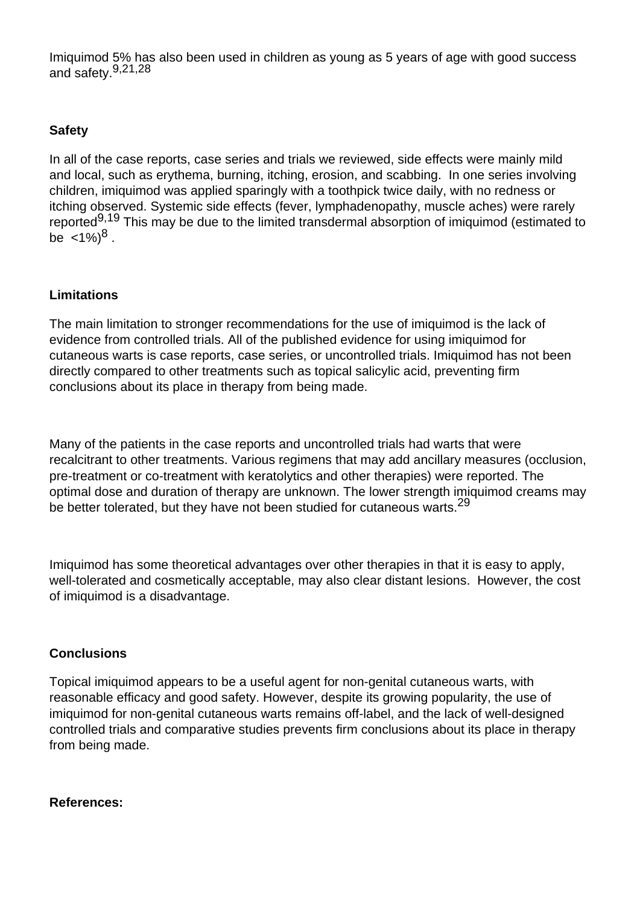Imiquimod 5% has also been used in children as young as 5 years of age with good success and safety.[9,21,28]

**Safety**

In all of the case reports, case series and trials we reviewed, side effects were mainly mild and local, such as erythema, burning, itching, erosion, and scabbing. In one series involving children, imiquimod was applied sparingly with a toothpick twice daily, with no redness or itching observed. Systemic side effects (fever, lymphadenopathy, muscle aches) were rarely reported[9,19] This may be due to the limited transdermal absorption of imiquimod (estimated to be <1%)[8] .

**Limitations**

The main limitation to stronger recommendations for the use of imiquimod is the lack of evidence from controlled trials. All of the published evidence for using imiquimod for cutaneous warts is case reports, case series, or uncontrolled trials. Imiquimod has not been directly compared to other treatments such as topical salicylic acid, preventing firm conclusions about its place in therapy from being made.

Many of the patients in the case reports and uncontrolled trials had warts that were recalcitrant to other treatments. Various regimens that may add ancillary measures (occlusion, pre-treatment or co-treatment with keratolytics and other therapies) were reported. The optimal dose and duration of therapy are unknown. The lower strength imiquimod creams may be better tolerated, but they have not been studied for cutaneous warts.[29]

Imiquimod has some theoretical advantages over other therapies in that it is easy to apply, well-tolerated and cosmetically acceptable, may also clear distant lesions. However, the cost of imiquimod is a disadvantage.

**Conclusions**

Topical imiquimod appears to be a useful agent for non-genital cutaneous warts, with reasonable efficacy and good safety. However, despite its growing popularity, the use of imiquimod for non-genital cutaneous warts remains off-label, and the lack of well-designed controlled trials and comparative studies prevents firm conclusions about its place in therapy from being made.

**References:**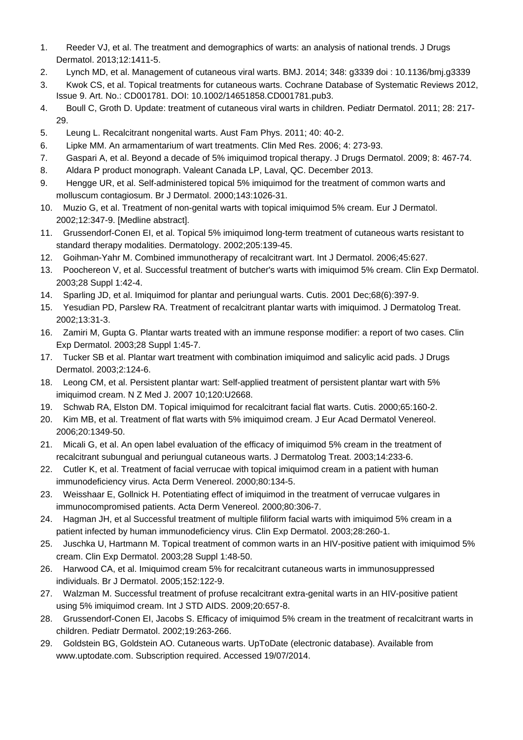1. Reeder VJ, et al. The treatment and demographics of warts: an analysis of national trends. J Drugs Dermatol. 2013;12:1411-5.
2. Lynch MD, et al. Management of cutaneous viral warts. BMJ. 2014; 348: g3339 doi : 10.1136/bmj.g3339
3. Kwok CS, et al. Topical treatments for cutaneous warts. Cochrane Database of Systematic Reviews 2012, Issue 9. Art. No.: CD001781. DOI: 10.1002/14651858.CD001781.pub3.
4. Boull C, Groth D. Update: treatment of cutaneous viral warts in children. Pediatr Dermatol. 2011; 28: 217-29.
5. Leung L. Recalcitrant nongenital warts. Aust Fam Phys. 2011; 40: 40-2.
6. Lipke MM. An armamentarium of wart treatments. Clin Med Res. 2006; 4: 273-93.
7. Gaspari A, et al. Beyond a decade of 5% imiquimod tropical therapy. J Drugs Dermatol. 2009; 8: 467-74.
8. Aldara P product monograph. Valeant Canada LP, Laval, QC. December 2013.
9. Hengge UR, et al. Self-administered topical 5% imiquimod for the treatment of common warts and molluscum contagiosum. Br J Dermatol. 2000;143:1026-31.
10. Muzio G, et al. Treatment of non-genital warts with topical imiquimod 5% cream. Eur J Dermatol. 2002;12:347-9. [Medline abstract].
11. Grussendorf-Conen EI, et al. Topical 5% imiquimod long-term treatment of cutaneous warts resistant to standard therapy modalities. Dermatology. 2002;205:139-45.
12. Goihman-Yahr M. Combined immunotherapy of recalcitrant wart. Int J Dermatol. 2006;45:627.
13. Poochereon V, et al. Successful treatment of butcher's warts with imiquimod 5% cream. Clin Exp Dermatol. 2003;28 Suppl 1:42-4.
14. Sparling JD, et al. Imiquimod for plantar and periungual warts. Cutis. 2001 Dec;68(6):397-9.
15. Yesudian PD, Parslew RA. Treatment of recalcitrant plantar warts with imiquimod. J Dermatolog Treat. 2002;13:31-3.
16. Zamiri M, Gupta G. Plantar warts treated with an immune response modifier: a report of two cases. Clin Exp Dermatol. 2003;28 Suppl 1:45-7.
17. Tucker SB et al. Plantar wart treatment with combination imiquimod and salicylic acid pads. J Drugs Dermatol. 2003;2:124-6.
18. Leong CM, et al. Persistent plantar wart: Self-applied treatment of persistent plantar wart with 5% imiquimod cream. N Z Med J. 2007 10;120:U2668.
19. Schwab RA, Elston DM. Topical imiquimod for recalcitrant facial flat warts. Cutis. 2000;65:160-2.
20. Kim MB, et al. Treatment of flat warts with 5% imiquimod cream. J Eur Acad Dermatol Venereol. 2006;20:1349-50.
21. Micali G, et al. An open label evaluation of the efficacy of imiquimod 5% cream in the treatment of recalcitrant subungual and periungual cutaneous warts. J Dermatolog Treat. 2003;14:233-6.
22. Cutler K, et al. Treatment of facial verrucae with topical imiquimod cream in a patient with human immunodeficiency virus. Acta Derm Venereol. 2000;80:134-5.
23. Weisshaar E, Gollnick H. Potentiating effect of imiquimod in the treatment of verrucae vulgares in immunocompromised patients. Acta Derm Venereol. 2000;80:306-7.
24. Hagman JH, et al Successful treatment of multiple filiform facial warts with imiquimod 5% cream in a patient infected by human immunodeficiency virus. Clin Exp Dermatol. 2003;28:260-1.
25. Juschka U, Hartmann M. Topical treatment of common warts in an HIV-positive patient with imiquimod 5% cream. Clin Exp Dermatol. 2003;28 Suppl 1:48-50.
26. Harwood CA, et al. Imiquimod cream 5% for recalcitrant cutaneous warts in immunosuppressed individuals. Br J Dermatol. 2005;152:122-9.
27. Walzman M. Successful treatment of profuse recalcitrant extra-genital warts in an HIV-positive patient using 5% imiquimod cream. Int J STD AIDS. 2009;20:657-8.
28. Grussendorf-Conen EI, Jacobs S. Efficacy of imiquimod 5% cream in the treatment of recalcitrant warts in children. Pediatr Dermatol. 2002;19:263-266.
29. Goldstein BG, Goldstein AO. Cutaneous warts. UpToDate (electronic database). Available from www.uptodate.com. Subscription required. Accessed 19/07/2014.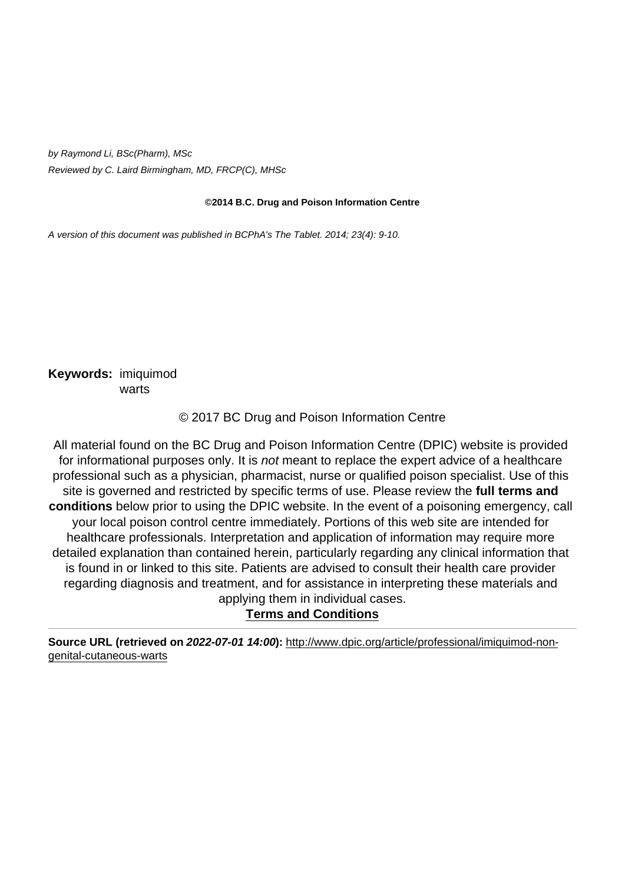*by Raymond Li, BSc(Pharm), MSc*

*Reviewed by C. Laird Birmingham, MD, FRCP(C), MHSc*

**©2014 B.C. Drug and Poison Information Centre**

*A version of this document was published in BCPhA's The Tablet. 2014; 23(4): 9-10.*

**Keywords:** imiquimod
warts

© 2017 BC Drug and Poison Information Centre

All material found on the BC Drug and Poison Information Centre (DPIC) website is provided for informational purposes only. It is *not* meant to replace the expert advice of a healthcare professional such as a physician, pharmacist, nurse or qualified poison specialist. Use of this site is governed and restricted by specific terms of use. Please review the **full terms and conditions** below prior to using the DPIC website. In the event of a poisoning emergency, call your local poison control centre immediately. Portions of this web site are intended for healthcare professionals. Interpretation and application of information may require more detailed explanation than contained herein, particularly regarding any clinical information that is found in or linked to this site. Patients are advised to consult their health care provider regarding diagnosis and treatment, and for assistance in interpreting these materials and applying them in individual cases.

**Terms and Conditions**

---

**Source URL (retrieved on *2022-07-01 14:00*):** http://www.dpic.org/article/professional/imiquimod-non-genital-cutaneous-warts